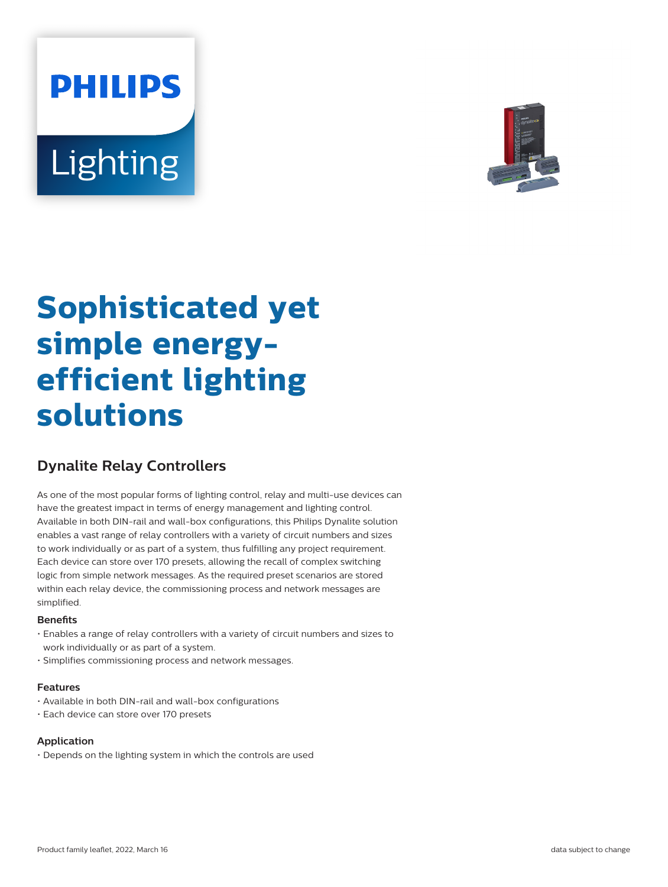PHILIPS

Lighting

# Sophisticated yet simple energy-efficient lighting solutions

## Dynalite Relay Controllers

As one of the most popular forms of lighting control, relay and multi-use devices can have the greatest impact in terms of energy management and lighting control. Available in both DIN-rail and wall-box configurations, this Philips Dynalite solution enables a vast range of relay controllers with a variety of circuit numbers and sizes to work individually or as part of a system, thus fulfilling any project requirement. Each device can store over 170 presets, allowing the recall of complex switching logic from simple network messages. As the required preset scenarios are stored within each relay device, the commissioning process and network messages are simplified.

### Benefits

- Enables a range of relay controllers with a variety of circuit numbers and sizes to work individually or as part of a system.
- Simplifies commissioning process and network messages.

### Features

- Available in both DIN-rail and wall-box configurations
- Each device can store over 170 presets

### Application

- Depends on the lighting system in which the controls are used

Product family leaflet, 2022, March 16

data subject to change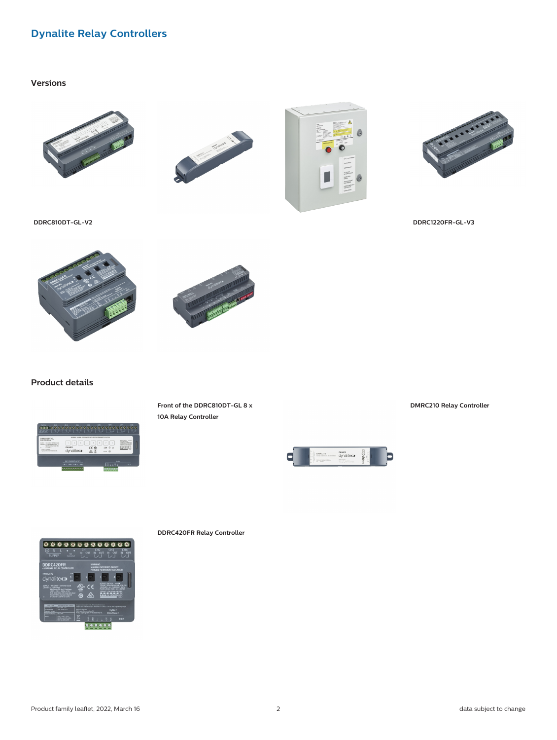# Dynalite Relay Controllers

## Versions

DDRC810DT-GL-V2

DDRC1220FR-GL-V3

## Product details

Front of the DDRC810DT-GL 8 x 10A Relay Controller

DMRC210 Relay Controller

DDRC420FR Relay Controller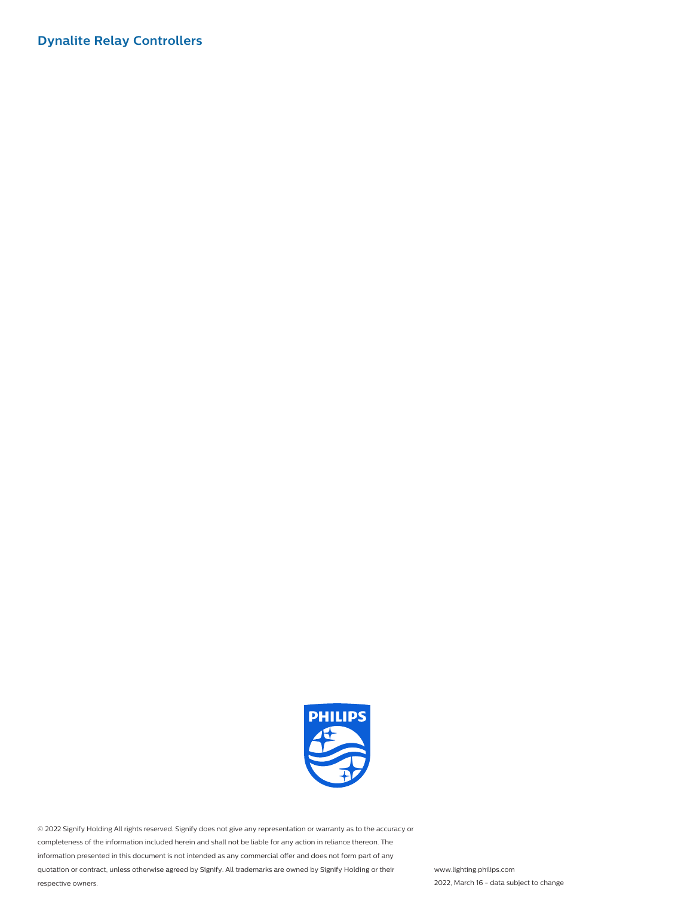© 2022 Signify Holding All rights reserved. Signify does not give any representation or warranty as to the accuracy or completeness of the information included herein and shall not be liable for any action in reliance thereon. The information presented in this document is not intended as any commercial offer and does not form part of any quotation or contract, unless otherwise agreed by Signify. All trademarks are owned by Signify Holding or their respective owners.

www.lighting.philips.com

2022, March 16 - data subject to change